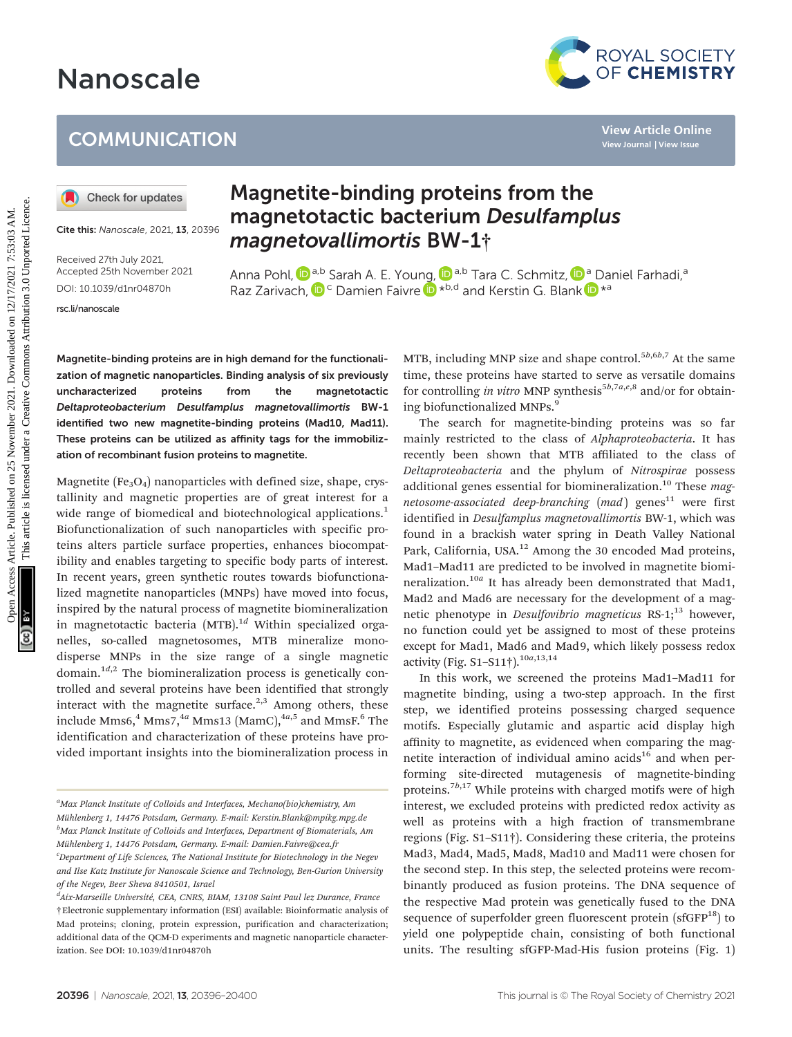# Magnetite-binding proteins from the magnetotactic bacterium *Desulfamplus magnetovallimortis* BW-1†

Cite this: *Nanoscale*, 2021, **13**, 20396

Received 27th July 2021,
Accepted 25th November 2021

DOI: 10.1039/d1nr04870h

rsc.li/nanoscale

Anna Pohl,[a,b] Sarah A. E. Young,[a,b] Tara C. Schmitz,[a] Daniel Farhadi,[a] Raz Zarivach,[c] Damien Faivre *[b,d] and Kerstin G. Blank *[a]

**Magnetite-binding proteins are in high demand for the functionalization of magnetic nanoparticles. Binding analysis of six previously uncharacterized proteins from the magnetotactic *Deltaproteobacterium Desulfamplus magnetovallimortis* BW-1 identified two new magnetite-binding proteins (Mad10, Mad11). These proteins can be utilized as affinity tags for the immobilization of recombinant fusion proteins to magnetite.**

Magnetite ($Fe_3O_4$) nanoparticles with defined size, shape, crystallinity and magnetic properties are of great interest for a wide range of biomedical and biotechnological applications.[1] Biofunctionalization of such nanoparticles with specific proteins alters particle surface properties, enhances biocompatibility and enables targeting to specific body parts of interest. In recent years, green synthetic routes towards biofunctionalized magnetite nanoparticles (MNPs) have moved into focus, inspired by the natural process of magnetite biomineralization in magnetotactic bacteria (MTB).[1d] Within specialized organelles, so-called magnetosomes, MTB mineralize monodisperse MNPs in the size range of a single magnetic domain.[1d,2] The biomineralization process is genetically controlled and several proteins have been identified that strongly interact with the magnetite surface.[2,3] Among others, these include Mms6,[4] Mms7,[4a] Mms13 (MamC),[4a,5] and MmsF.[6] The identification and characterization of these proteins have provided important insights into the biomineralization process in MTB, including MNP size and shape control.[5b,6b,7] At the same time, these proteins have started to serve as versatile domains for controlling *in vitro* MNP synthesis[5b,7a,e,8] and/or for obtaining biofunctionalized MNPs.[9]

The search for magnetite-binding proteins was so far mainly restricted to the class of *Alphaproteobacteria*. It has recently been shown that MTB affiliated to the class of *Deltaproteobacteria* and the phylum of *Nitrospirae* possess additional genes essential for biomineralization.[10] These *magnetosome-associated deep-branching* (*mad*) genes[11] were first identified in *Desulfamplus magnetovallimortis* BW-1, which was found in a brackish water spring in Death Valley National Park, California, USA.[12] Among the 30 encoded Mad proteins, Mad1–Mad11 are predicted to be involved in magnetite biomineralization.[10a] It has already been demonstrated that Mad1, Mad2 and Mad6 are necessary for the development of a magnetic phenotype in *Desulfovibrio magneticus* RS-1;[13] however, no function could yet be assigned to most of these proteins except for Mad1, Mad6 and Mad9, which likely possess redox activity (Fig. S1–S11†).[10a,13,14]

In this work, we screened the proteins Mad1–Mad11 for magnetite binding, using a two-step approach. In the first step, we identified proteins possessing charged sequence motifs. Especially glutamic and aspartic acid display high affinity to magnetite, as evidenced when comparing the magnetite interaction of individual amino acids[16] and when performing site-directed mutagenesis of magnetite-binding proteins.[7b,17] While proteins with charged motifs were of high interest, we excluded proteins with predicted redox activity as well as proteins with a high fraction of transmembrane regions (Fig. S1–S11†). Considering these criteria, the proteins Mad3, Mad4, Mad5, Mad8, Mad10 and Mad11 were chosen for the second step. In this step, the selected proteins were recombinantly produced as fusion proteins. The DNA sequence of the respective Mad protein was genetically fused to the DNA sequence of superfolder green fluorescent protein (sfGFP[18]) to yield one polypeptide chain, consisting of both functional units. The resulting sfGFP-Mad-His fusion proteins (Fig. 1)

---

[a] Max Planck Institute of Colloids and Interfaces, Mechano(bio)chemistry, Am Mühlenberg 1, 14476 Potsdam, Germany. E-mail: Kerstin.Blank@mpikg.mpg.de

[b] Max Planck Institute of Colloids and Interfaces, Department of Biomaterials, Am Mühlenberg 1, 14476 Potsdam, Germany. E-mail: Damien.Faivre@cea.fr

[c] Department of Life Sciences, The National Institute for Biotechnology in the Negev and Ilse Katz Institute for Nanoscale Science and Technology, Ben-Gurion University of the Negev, Beer Sheva 8410501, Israel

[d] Aix-Marseille Université, CEA, CNRS, BIAM, 13108 Saint Paul lez Durance, France

† Electronic supplementary information (ESI) available: Bioinformatic analysis of Mad proteins; cloning, protein expression, purification and characterization; additional data of the QCM-D experiments and magnetic nanoparticle characterization. See DOI: 10.1039/d1nr04870h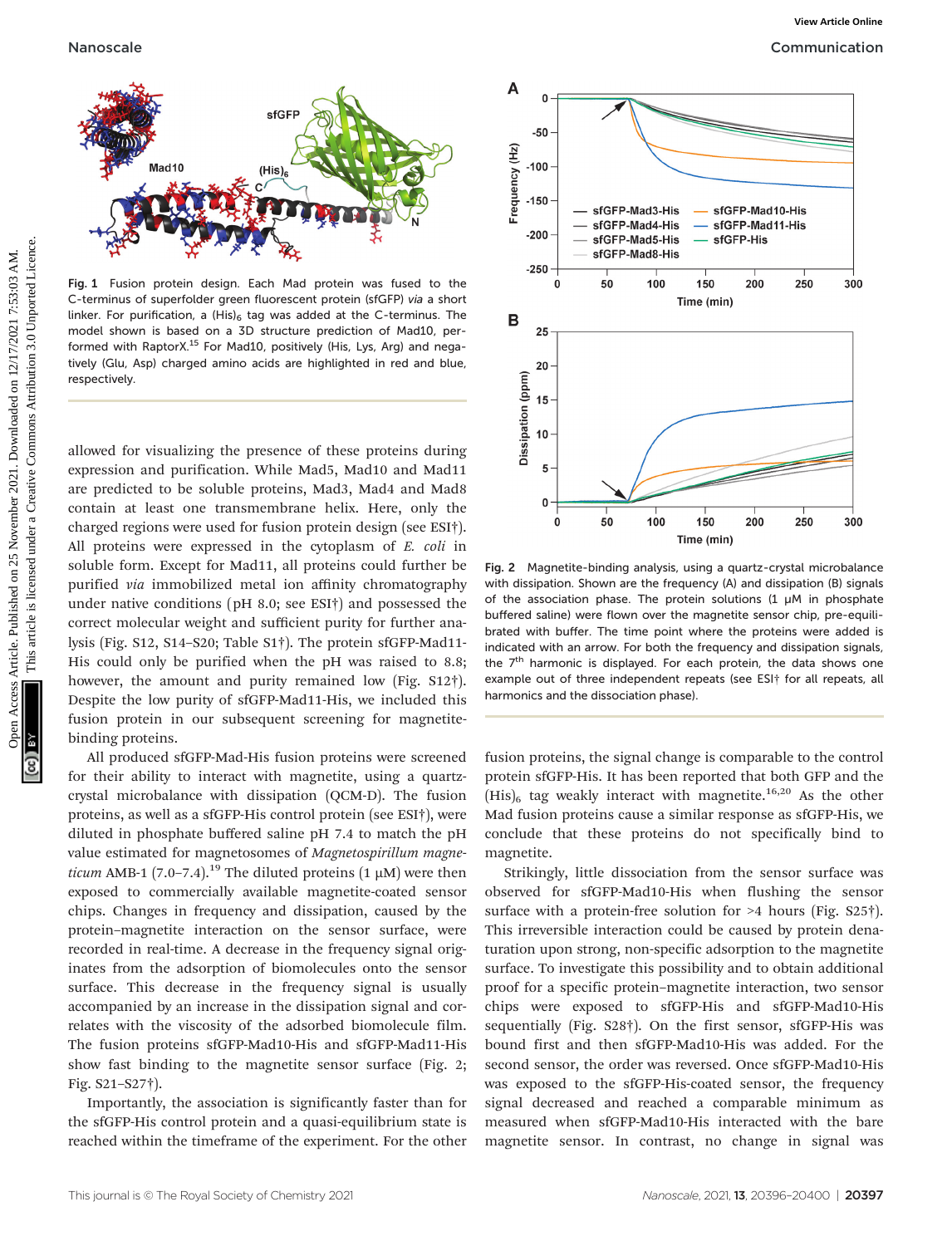Fig. 1 Fusion protein design. Each Mad protein was fused to the C-terminus of superfolder green fluorescent protein (sfGFP) *via* a short linker. For purification, a $(His)_6$ tag was added at the C-terminus. The model shown is based on a 3D structure prediction of Mad10, performed with RaptorX.[15] For Mad10, positively (His, Lys, Arg) and negatively (Glu, Asp) charged amino acids are highlighted in red and blue, respectively.

Fig. 2 Magnetite-binding analysis, using a quartz-crystal microbalance with dissipation. Shown are the frequency (A) and dissipation (B) signals of the association phase. The protein solutions (1 μM in phosphate buffered saline) were flown over the magnetite sensor chip, pre-equilibrated with buffer. The time point where the proteins were added is indicated with an arrow. For both the frequency and dissipation signals, the 7th harmonic is displayed. For each protein, the data shows one example out of three independent repeats (see ESI† for all repeats, all harmonics and the dissociation phase).

allowed for visualizing the presence of these proteins during expression and purification. While Mad5, Mad10 and Mad11 are predicted to be soluble proteins, Mad3, Mad4 and Mad8 contain at least one transmembrane helix. Here, only the charged regions were used for fusion protein design (see ESI†). All proteins were expressed in the cytoplasm of *E. coli* in soluble form. Except for Mad11, all proteins could further be purified *via* immobilized metal ion affinity chromatography under native conditions (pH 8.0; see ESI†) and possessed the correct molecular weight and sufficient purity for further analysis (Fig. S12, S14–S20; Table S1†). The protein sfGFP-Mad11-His could only be purified when the pH was raised to 8.8; however, the amount and purity remained low (Fig. S12†). Despite the low purity of sfGFP-Mad11-His, we included this fusion protein in our subsequent screening for magnetite-binding proteins.

All produced sfGFP-Mad-His fusion proteins were screened for their ability to interact with magnetite, using a quartz-crystal microbalance with dissipation (QCM-D). The fusion proteins, as well as a sfGFP-His control protein (see ESI†), were diluted in phosphate buffered saline pH 7.4 to match the pH value estimated for magnetosomes of *Magnetospirillum magneticum* AMB-1 (7.0–7.4).[19] The diluted proteins (1 μM) were then exposed to commercially available magnetite-coated sensor chips. Changes in frequency and dissipation, caused by the protein–magnetite interaction on the sensor surface, were recorded in real-time. A decrease in the frequency signal originates from the adsorption of biomolecules onto the sensor surface. This decrease in the frequency signal is usually accompanied by an increase in the dissipation signal and correlates with the viscosity of the adsorbed biomolecule film. The fusion proteins sfGFP-Mad10-His and sfGFP-Mad11-His show fast binding to the magnetite sensor surface (Fig. 2; Fig. S21–S27†).

Importantly, the association is significantly faster than for the sfGFP-His control protein and a quasi-equilibrium state is reached within the timeframe of the experiment. For the other fusion proteins, the signal change is comparable to the control protein sfGFP-His. It has been reported that both GFP and the $(His)_6$ tag weakly interact with magnetite.[16,20] As the other Mad fusion proteins cause a similar response as sfGFP-His, we conclude that these proteins do not specifically bind to magnetite.

Strikingly, little dissociation from the sensor surface was observed for sfGFP-Mad10-His when flushing the sensor surface with a protein-free solution for >4 hours (Fig. S25†). This irreversible interaction could be caused by protein denaturation upon strong, non-specific adsorption to the magnetite surface. To investigate this possibility and to obtain additional proof for a specific protein–magnetite interaction, two sensor chips were exposed to sfGFP-His and sfGFP-Mad10-His sequentially (Fig. S28†). On the first sensor, sfGFP-His was bound first and then sfGFP-Mad10-His was added. For the second sensor, the order was reversed. Once sfGFP-Mad10-His was exposed to the sfGFP-His-coated sensor, the frequency signal decreased and reached a comparable minimum as measured when sfGFP-Mad10-His interacted with the bare magnetite sensor. In contrast, no change in signal was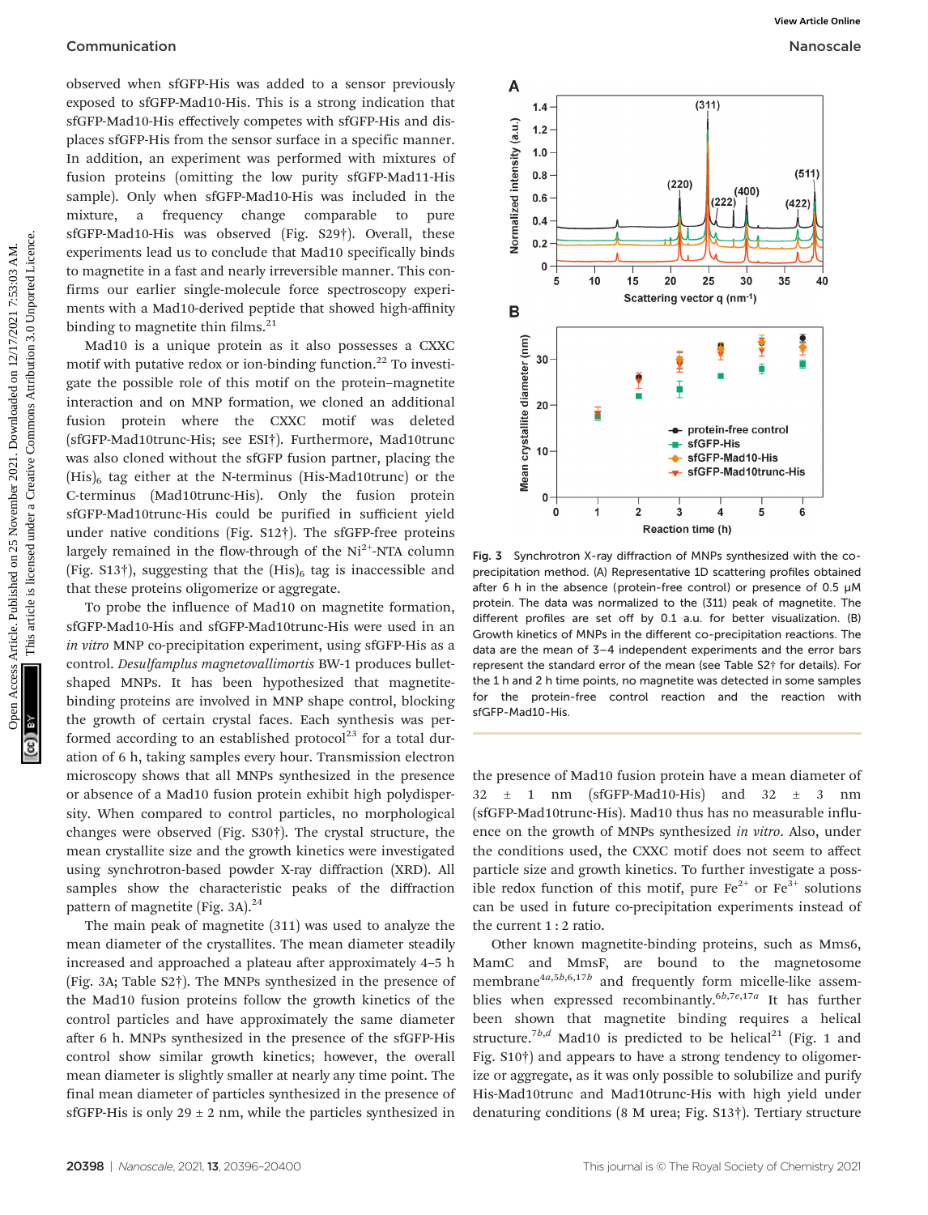observed when sfGFP-His was added to a sensor previously exposed to sfGFP-Mad10-His. This is a strong indication that sfGFP-Mad10-His effectively competes with sfGFP-His and displaces sfGFP-His from the sensor surface in a specific manner. In addition, an experiment was performed with mixtures of fusion proteins (omitting the low purity sfGFP-Mad11-His sample). Only when sfGFP-Mad10-His was included in the mixture, a frequency change comparable to pure sfGFP-Mad10-His was observed (Fig. S29†). Overall, these experiments lead us to conclude that Mad10 specifically binds to magnetite in a fast and nearly irreversible manner. This confirms our earlier single-molecule force spectroscopy experiments with a Mad10-derived peptide that showed high-affinity binding to magnetite thin films.[21]

Mad10 is a unique protein as it also possesses a CXXC motif with putative redox or ion-binding function.[22] To investigate the possible role of this motif on the protein–magnetite interaction and on MNP formation, we cloned an additional fusion protein where the CXXC motif was deleted (sfGFP-Mad10trunc-His; see ESI†). Furthermore, Mad10trunc was also cloned without the sfGFP fusion partner, placing the $(His)_6$ tag either at the N-terminus (His-Mad10trunc) or the C-terminus (Mad10trunc-His). Only the fusion protein sfGFP-Mad10trunc-His could be purified in sufficient yield under native conditions (Fig. S12†). The sfGFP-free proteins largely remained in the flow-through of the $Ni^{2+}$-NTA column (Fig. S13†), suggesting that the $(His)_6$ tag is inaccessible and that these proteins oligomerize or aggregate.

To probe the influence of Mad10 on magnetite formation, sfGFP-Mad10-His and sfGFP-Mad10trunc-His were used in an *in vitro* MNP co-precipitation experiment, using sfGFP-His as a control. *Desulfamplus magnetovallimortis* BW-1 produces bullet-shaped MNPs. It has been hypothesized that magnetite-binding proteins are involved in MNP shape control, blocking the growth of certain crystal faces. Each synthesis was performed according to an established protocol[23] for a total duration of 6 h, taking samples every hour. Transmission electron microscopy shows that all MNPs synthesized in the presence or absence of a Mad10 fusion protein exhibit high polydispersity. When compared to control particles, no morphological changes were observed (Fig. S30†). The crystal structure, the mean crystallite size and the growth kinetics were investigated using synchrotron-based powder X-ray diffraction (XRD). All samples show the characteristic peaks of the diffraction pattern of magnetite (Fig. 3A).[24]

The main peak of magnetite (311) was used to analyze the mean diameter of the crystallites. The mean diameter steadily increased and approached a plateau after approximately 4–5 h (Fig. 3A; Table S2†). The MNPs synthesized in the presence of the Mad10 fusion proteins follow the growth kinetics of the control particles and have approximately the same diameter after 6 h. MNPs synthesized in the presence of the sfGFP-His control show similar growth kinetics; however, the overall mean diameter is slightly smaller at nearly any time point. The final mean diameter of particles synthesized in the presence of sfGFP-His is only 29 ± 2 nm, while the particles synthesized in the presence of Mad10 fusion protein have a mean diameter of 32 ± 1 nm (sfGFP-Mad10-His) and 32 ± 3 nm (sfGFP-Mad10trunc-His). Mad10 thus has no measurable influence on the growth of MNPs synthesized *in vitro*. Also, under the conditions used, the CXXC motif does not seem to affect particle size and growth kinetics. To further investigate a possible redox function of this motif, pure $Fe^{2+}$ or $Fe^{3+}$ solutions can be used in future co-precipitation experiments instead of the current 1 : 2 ratio.

Fig. 3 Synchrotron X-ray diffraction of MNPs synthesized with the co-precipitation method. (A) Representative 1D scattering profiles obtained after 6 h in the absence (protein-free control) or presence of 0.5 µM protein. The data was normalized to the (311) peak of magnetite. The different profiles are set off by 0.1 a.u. for better visualization. (B) Growth kinetics of MNPs in the different co-precipitation reactions. The data are the mean of 3–4 independent experiments and the error bars represent the standard error of the mean (see Table S2† for details). For the 1 h and 2 h time points, no magnetite was detected in some samples for the protein-free control reaction and the reaction with sfGFP-Mad10-His.

Other known magnetite-binding proteins, such as Mms6, MamC and MmsF, are bound to the magnetosome membrane[4a,5b,6,17b] and frequently form micelle-like assemblies when expressed recombinantly.[6b,7e,17a] It has further been shown that magnetite binding requires a helical structure.[7b,d] Mad10 is predicted to be helical[21] (Fig. 1 and Fig. S10†) and appears to have a strong tendency to oligomerize or aggregate, as it was only possible to solubilize and purify His-Mad10trunc and Mad10trunc-His with high yield under denaturing conditions (8 M urea; Fig. S13†). Tertiary structure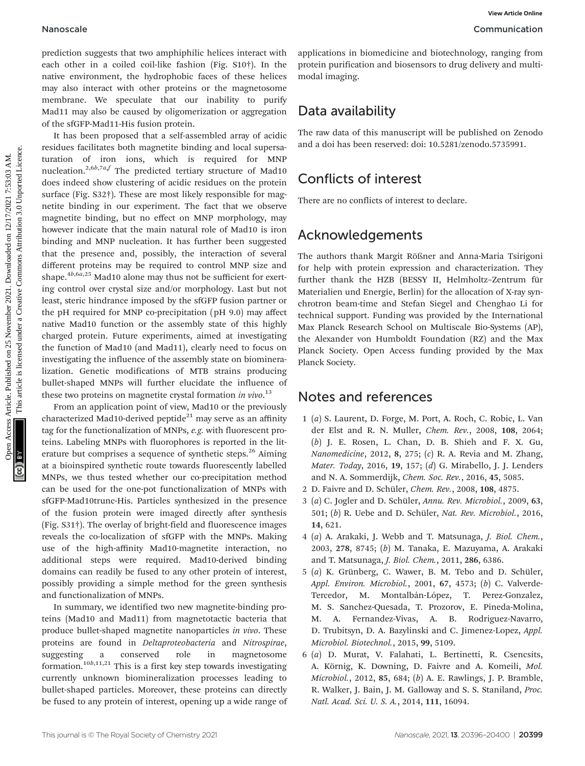prediction suggests that two amphiphilic helices interact with each other in a coiled coil-like fashion (Fig. S10†). In the native environment, the hydrophobic faces of these helices may also interact with other proteins or the magnetosome membrane. We speculate that our inability to purify Mad11 may also be caused by oligomerization or aggregation of the sfGFP-Mad11-His fusion protein.

It has been proposed that a self-assembled array of acidic residues facilitates both magnetite binding and local supersaturation of iron ions, which is required for MNP nucleation.[2,6b,7a,f] The predicted tertiary structure of Mad10 does indeed show clustering of acidic residues on the protein surface (Fig. S32†). These are most likely responsible for magnetite binding in our experiment. The fact that we observe magnetite binding, but no effect on MNP morphology, may however indicate that the main natural role of Mad10 is iron binding and MNP nucleation. It has further been suggested that the presence and, possibly, the interaction of several different proteins may be required to control MNP size and shape.[4b,6a,25] Mad10 alone may thus not be sufficient for exerting control over crystal size and/or morphology. Last but not least, steric hindrance imposed by the sfGFP fusion partner or the pH required for MNP co-precipitation (pH 9.0) may affect native Mad10 function or the assembly state of this highly charged protein. Future experiments, aimed at investigating the function of Mad10 (and Mad11), clearly need to focus on investigating the influence of the assembly state on biomineralization. Genetic modifications of MTB strains producing bullet-shaped MNPs will further elucidate the influence of these two proteins on magnetite crystal formation *in vivo*.[13]

From an application point of view, Mad10 or the previously characterized Mad10-derived peptide[21] may serve as an affinity tag for the functionalization of MNPs, *e.g.* with fluorescent proteins. Labeling MNPs with fluorophores is reported in the literature but comprises a sequence of synthetic steps.[26] Aiming at a bioinspired synthetic route towards fluorescently labelled MNPs, we thus tested whether our co-precipitation method can be used for the one-pot functionalization of MNPs with sfGFP-Mad10trunc-His. Particles synthesized in the presence of the fusion protein were imaged directly after synthesis (Fig. S31†). The overlay of bright-field and fluorescence images reveals the co-localization of sfGFP with the MNPs. Making use of the high-affinity Mad10-magnetite interaction, no additional steps were required. Mad10-derived binding domains can readily be fused to any other protein of interest, possibly providing a simple method for the green synthesis and functionalization of MNPs.

In summary, we identified two new magnetite-binding proteins (Mad10 and Mad11) from magnetotactic bacteria that produce bullet-shaped magnetite nanoparticles *in vivo*. These proteins are found in *Deltaproteobacteria* and *Nitrospirae*, suggesting a conserved role in magnetosome formation.[10b,11,21] This is a first key step towards investigating currently unknown biomineralization processes leading to bullet-shaped particles. Moreover, these proteins can directly be fused to any protein of interest, opening up a wide range of applications in biomedicine and biotechnology, ranging from protein purification and biosensors to drug delivery and multimodal imaging.

## Data availability

The raw data of this manuscript will be published on Zenodo and a doi has been reserved: doi: 10.5281/zenodo.5735991.

## Conflicts of interest

There are no conflicts of interest to declare.

## Acknowledgements

The authors thank Margit Rößner and Anna-Maria Tsirigoni for help with protein expression and characterization. They further thank the HZB (BESSY II, Helmholtz–Zentrum für Materialien und Energie, Berlin) for the allocation of X-ray synchrotron beam-time and Stefan Siegel and Chenghao Li for technical support. Funding was provided by the International Max Planck Research School on Multiscale Bio-Systems (AP), the Alexander von Humboldt Foundation (RZ) and the Max Planck Society. Open Access funding provided by the Max Planck Society.

## Notes and references

1 (*a*) S. Laurent, D. Forge, M. Port, A. Roch, C. Robic, L. Van der Elst and R. N. Muller, *Chem. Rev.*, 2008, **108**, 2064; (*b*) J. E. Rosen, L. Chan, D. B. Shieh and F. X. Gu, *Nanomedicine*, 2012, **8**, 275; (*c*) R. A. Revia and M. Zhang, *Mater. Today*, 2016, **19**, 157; (*d*) G. Mirabello, J. J. Lenders and N. A. Sommerdijk, *Chem. Soc. Rev.*, 2016, **45**, 5085.

2 D. Faivre and D. Schüler, *Chem. Rev.*, 2008, **108**, 4875.

3 (*a*) C. Jogler and D. Schüler, *Annu. Rev. Microbiol.*, 2009, **63**, 501; (*b*) R. Uebe and D. Schüler, *Nat. Rev. Microbiol.*, 2016, **14**, 621.

4 (*a*) A. Arakaki, J. Webb and T. Matsunaga, *J. Biol. Chem.*, 2003, **278**, 8745; (*b*) M. Tanaka, E. Mazuyama, A. Arakaki and T. Matsunaga, *J. Biol. Chem.*, 2011, **286**, 6386.

5 (*a*) K. Grünberg, C. Wawer, B. M. Tebo and D. Schüler, *Appl. Environ. Microbiol.*, 2001, **67**, 4573; (*b*) C. Valverde-Tercedor, M. Montalbán-López, T. Perez-Gonzalez, M. S. Sanchez-Quesada, T. Prozorov, E. Pineda-Molina, M. A. Fernandez-Vivas, A. B. Rodriguez-Navarro, D. Trubitsyn, D. A. Bazylinski and C. Jimenez-Lopez, *Appl. Microbiol. Biotechnol.*, 2015, **99**, 5109.

6 (*a*) D. Murat, V. Falahati, L. Bertinetti, R. Csencsits, A. Körnig, K. Downing, D. Faivre and A. Komeili, *Mol. Microbiol.*, 2012, **85**, 684; (*b*) A. E. Rawlings, J. P. Bramble, R. Walker, J. Bain, J. M. Galloway and S. S. Staniland, *Proc. Natl. Acad. Sci. U. S. A.*, 2014, **111**, 16094.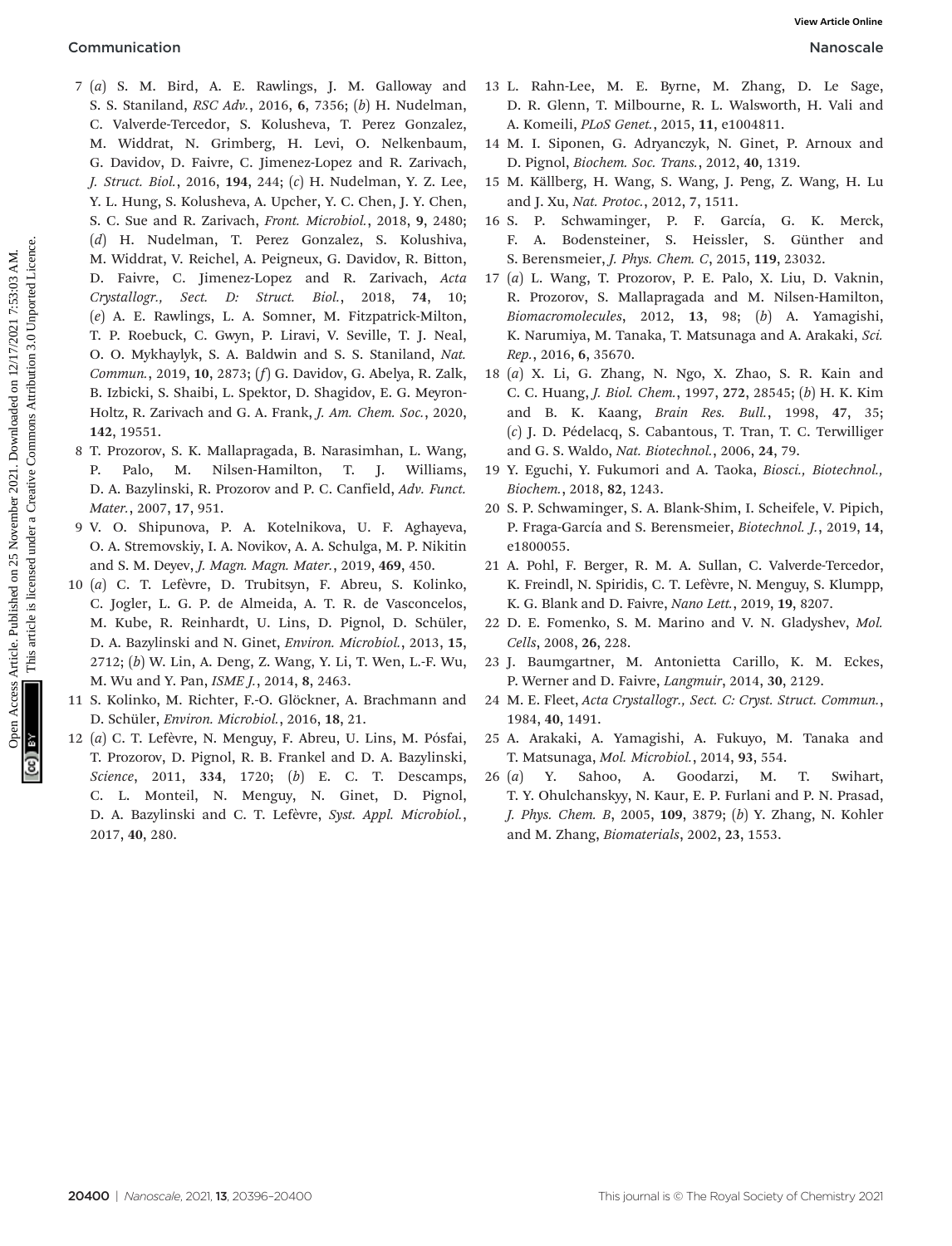7 (*a*) S. M. Bird, A. E. Rawlings, J. M. Galloway and S. S. Staniland, *RSC Adv.*, 2016, **6**, 7356; (*b*) H. Nudelman, C. Valverde-Tercedor, S. Kolusheva, T. Perez Gonzalez, M. Widdrat, N. Grimberg, H. Levi, O. Nelkenbaum, G. Davidov, D. Faivre, C. Jimenez-Lopez and R. Zarivach, *J. Struct. Biol.*, 2016, **194**, 244; (*c*) H. Nudelman, Y. Z. Lee, Y. L. Hung, S. Kolusheva, A. Upcher, Y. C. Chen, J. Y. Chen, S. C. Sue and R. Zarivach, *Front. Microbiol.*, 2018, **9**, 2480; (*d*) H. Nudelman, T. Perez Gonzalez, S. Kolushiva, M. Widdrat, V. Reichel, A. Peigneux, G. Davidov, R. Bitton, D. Faivre, C. Jimenez-Lopez and R. Zarivach, *Acta Crystallogr., Sect. D: Struct. Biol.*, 2018, **74**, 10; (*e*) A. E. Rawlings, L. A. Somner, M. Fitzpatrick-Milton, T. P. Roebuck, C. Gwyn, P. Liravi, V. Seville, T. J. Neal, O. O. Mykhaylyk, S. A. Baldwin and S. S. Staniland, *Nat. Commun.*, 2019, **10**, 2873; (*f*) G. Davidov, G. Abelya, R. Zalk, B. Izbicki, S. Shaibi, L. Spektor, D. Shagidov, E. G. Meyron-Holtz, R. Zarivach and G. A. Frank, *J. Am. Chem. Soc.*, 2020, **142**, 19551.

8 T. Prozorov, S. K. Mallapragada, B. Narasimhan, L. Wang, P. Palo, M. Nilsen-Hamilton, T. J. Williams, D. A. Bazylinski, R. Prozorov and P. C. Canfield, *Adv. Funct. Mater.*, 2007, **17**, 951.

9 V. O. Shipunova, P. A. Kotelnikova, U. F. Aghayeva, O. A. Stremovskiy, I. A. Novikov, A. A. Schulga, M. P. Nikitin and S. M. Deyev, *J. Magn. Magn. Mater.*, 2019, **469**, 450.

10 (*a*) C. T. Lefèvre, D. Trubitsyn, F. Abreu, S. Kolinko, C. Jogler, L. G. P. de Almeida, A. T. R. de Vasconcelos, M. Kube, R. Reinhardt, U. Lins, D. Pignol, D. Schüler, D. A. Bazylinski and N. Ginet, *Environ. Microbiol.*, 2013, **15**, 2712; (*b*) W. Lin, A. Deng, Z. Wang, Y. Li, T. Wen, L.-F. Wu, M. Wu and Y. Pan, *ISME J.*, 2014, **8**, 2463.

11 S. Kolinko, M. Richter, F.-O. Glöckner, A. Brachmann and D. Schüler, *Environ. Microbiol.*, 2016, **18**, 21.

12 (*a*) C. T. Lefèvre, N. Menguy, F. Abreu, U. Lins, M. Pósfai, T. Prozorov, D. Pignol, R. B. Frankel and D. A. Bazylinski, *Science*, 2011, **334**, 1720; (*b*) E. C. T. Descamps, C. L. Monteil, N. Menguy, N. Ginet, D. Pignol, D. A. Bazylinski and C. T. Lefèvre, *Syst. Appl. Microbiol.*, 2017, **40**, 280.

13 L. Rahn-Lee, M. E. Byrne, M. Zhang, D. Le Sage, D. R. Glenn, T. Milbourne, R. L. Walsworth, H. Vali and A. Komeili, *PLoS Genet.*, 2015, **11**, e1004811.

14 M. I. Siponen, G. Adryanczyk, N. Ginet, P. Arnoux and D. Pignol, *Biochem. Soc. Trans.*, 2012, **40**, 1319.

15 M. Källberg, H. Wang, S. Wang, J. Peng, Z. Wang, H. Lu and J. Xu, *Nat. Protoc.*, 2012, **7**, 1511.

16 S. P. Schwaminger, P. F. García, G. K. Merck, F. A. Bodensteiner, S. Heissler, S. Günther and S. Berensmeier, *J. Phys. Chem. C*, 2015, **119**, 23032.

17 (*a*) L. Wang, T. Prozorov, P. E. Palo, X. Liu, D. Vaknin, R. Prozorov, S. Mallapragada and M. Nilsen-Hamilton, *Biomacromolecules*, 2012, **13**, 98; (*b*) A. Yamagishi, K. Narumiya, M. Tanaka, T. Matsunaga and A. Arakaki, *Sci. Rep.*, 2016, **6**, 35670.

18 (*a*) X. Li, G. Zhang, N. Ngo, X. Zhao, S. R. Kain and C. C. Huang, *J. Biol. Chem.*, 1997, **272**, 28545; (*b*) H. K. Kim and B. K. Kaang, *Brain Res. Bull.*, 1998, **47**, 35; (*c*) J. D. Pédelacq, S. Cabantous, T. Tran, T. C. Terwilliger and G. S. Waldo, *Nat. Biotechnol.*, 2006, **24**, 79.

19 Y. Eguchi, Y. Fukumori and A. Taoka, *Biosci., Biotechnol., Biochem.*, 2018, **82**, 1243.

20 S. P. Schwaminger, S. A. Blank-Shim, I. Scheifele, V. Pipich, P. Fraga-García and S. Berensmeier, *Biotechnol. J.*, 2019, **14**, e1800055.

21 A. Pohl, F. Berger, R. M. A. Sullan, C. Valverde-Tercedor, K. Freindl, N. Spiridis, C. T. Lefèvre, N. Menguy, S. Klumpp, K. G. Blank and D. Faivre, *Nano Lett.*, 2019, **19**, 8207.

22 D. E. Fomenko, S. M. Marino and V. N. Gladyshev, *Mol. Cells*, 2008, **26**, 228.

23 J. Baumgartner, M. Antonietta Carillo, K. M. Eckes, P. Werner and D. Faivre, *Langmuir*, 2014, **30**, 2129.

24 M. E. Fleet, *Acta Crystallogr., Sect. C: Cryst. Struct. Commun.*, 1984, **40**, 1491.

25 A. Arakaki, A. Yamagishi, A. Fukuyo, M. Tanaka and T. Matsunaga, *Mol. Microbiol.*, 2014, **93**, 554.

26 (*a*) Y. Sahoo, A. Goodarzi, M. T. Swihart, T. Y. Ohulchanskyy, N. Kaur, E. P. Furlani and P. N. Prasad, *J. Phys. Chem. B*, 2005, **109**, 3879; (*b*) Y. Zhang, N. Kohler and M. Zhang, *Biomaterials*, 2002, **23**, 1553.